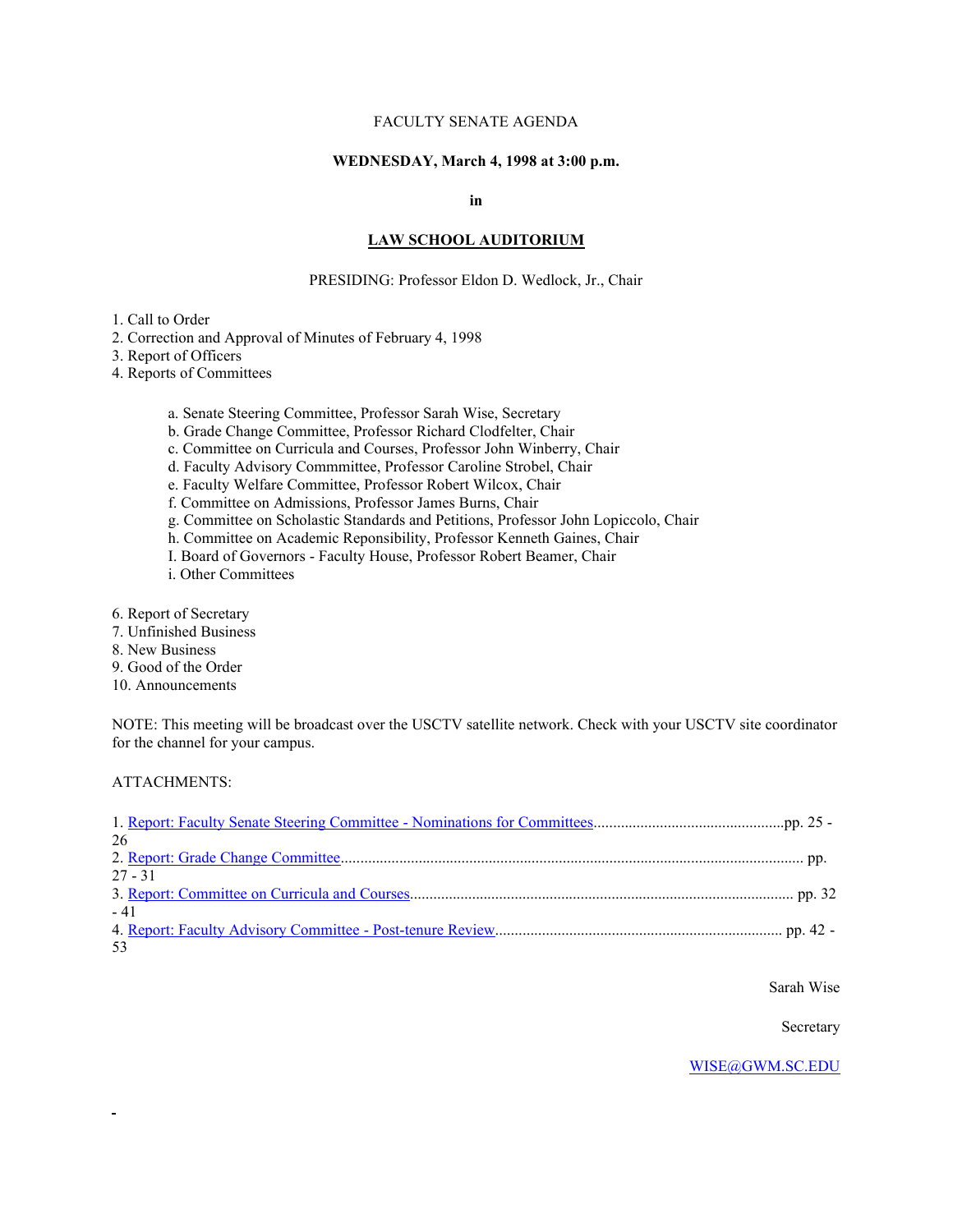FACULTY SENATE AGENDA

**WEDNESDAY, March 4, 1998 at 3:00 p.m.**

**in**

**LAW SCHOOL AUDITORIUM**

PRESIDING: Professor Eldon D. Wedlock, Jr., Chair

1. Call to Order
2. Correction and Approval of Minutes of February 4, 1998
3. Report of Officers
4. Reports of Committees

   a. Senate Steering Committee, Professor Sarah Wise, Secretary
   b. Grade Change Committee, Professor Richard Clodfelter, Chair
   c. Committee on Curricula and Courses, Professor John Winberry, Chair
   d. Faculty Advisory Commmittee, Professor Caroline Strobel, Chair
   e. Faculty Welfare Committee, Professor Robert Wilcox, Chair
   f. Committee on Admissions, Professor James Burns, Chair
   g. Committee on Scholastic Standards and Petitions, Professor John Lopiccolo, Chair
   h. Committee on Academic Reponsibility, Professor Kenneth Gaines, Chair
   I. Board of Governors - Faculty House, Professor Robert Beamer, Chair
   i. Other Committees

6. Report of Secretary
7. Unfinished Business
8. New Business
9. Good of the Order
10. Announcements

NOTE: This meeting will be broadcast over the USCTV satellite network. Check with your USCTV site coordinator for the channel for your campus.

ATTACHMENTS:

1. Report: Faculty Senate Steering Committee - Nominations for Committees.................................................pp. 25 - 26
2. Report: Grade Change Committee....................................................................................................................... pp. 27 - 31
3. Report: Committee on Curricula and Courses.................................................................................................. pp. 32 - 41
4. Report: Faculty Advisory Committee - Post-tenure Review......................................................................... pp. 42 - 53

Sarah Wise

Secretary

WISE@GWM.SC.EDU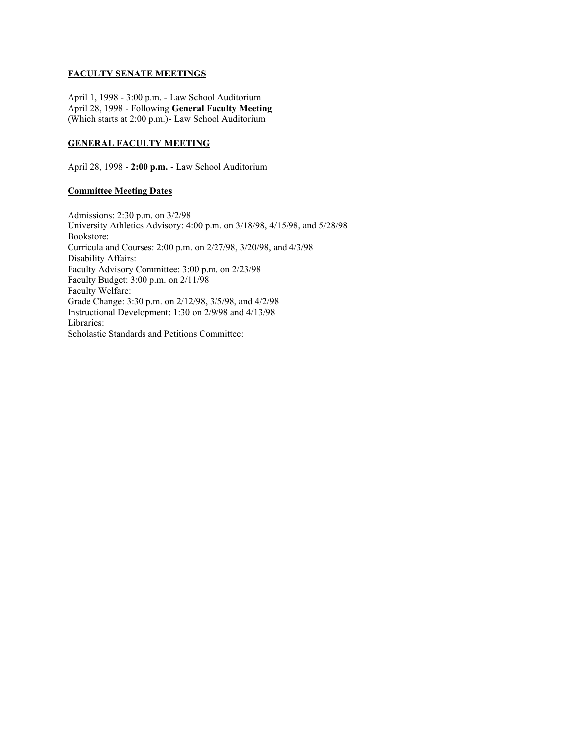## FACULTY SENATE MEETINGS

April 1, 1998 - 3:00 p.m. - Law School Auditorium
April 28, 1998 - Following **General Faculty Meeting**
(Which starts at 2:00 p.m.)- Law School Auditorium

## GENERAL FACULTY MEETING

April 28, 1998 - **2:00 p.m.** - Law School Auditorium

## Committee Meeting Dates

Admissions: 2:30 p.m. on 3/2/98
University Athletics Advisory: 4:00 p.m. on 3/18/98, 4/15/98, and 5/28/98
Bookstore:
Curricula and Courses: 2:00 p.m. on 2/27/98, 3/20/98, and 4/3/98
Disability Affairs:
Faculty Advisory Committee: 3:00 p.m. on 2/23/98
Faculty Budget: 3:00 p.m. on 2/11/98
Faculty Welfare:
Grade Change: 3:30 p.m. on 2/12/98, 3/5/98, and 4/2/98
Instructional Development: 1:30 on 2/9/98 and 4/13/98
Libraries:
Scholastic Standards and Petitions Committee: